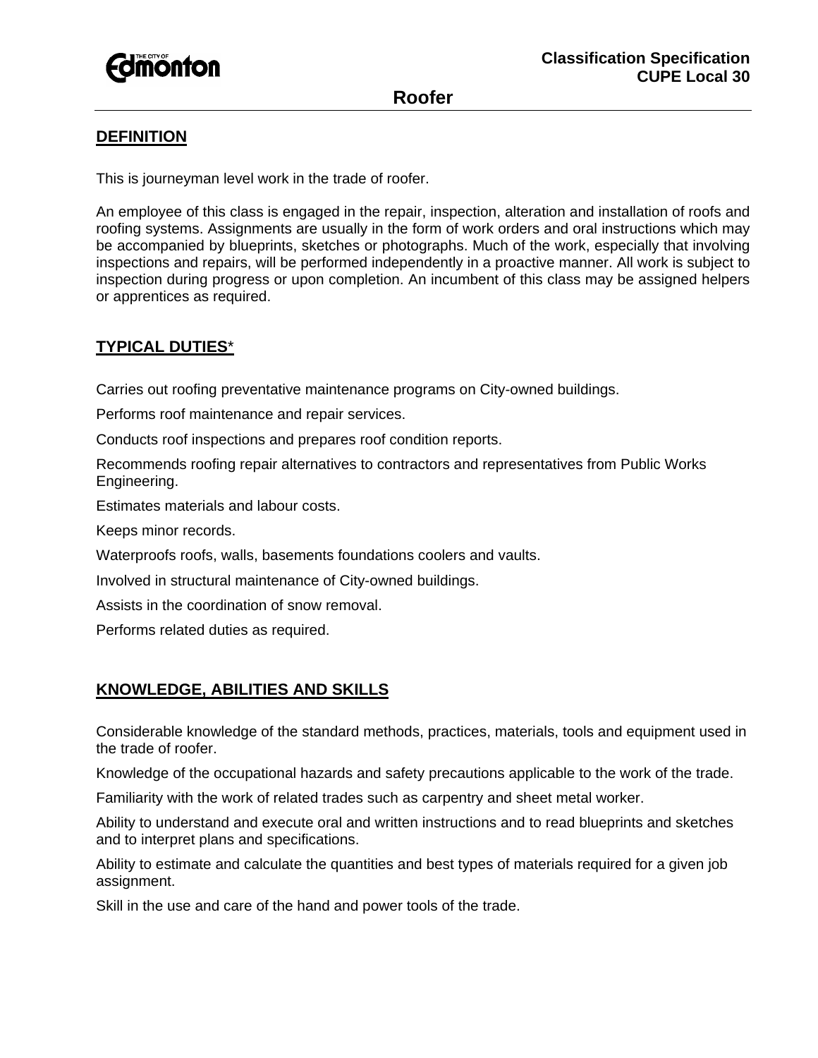Classification Specification
CUPE Local 30

# Roofer

## DEFINITION

This is journeyman level work in the trade of roofer.

An employee of this class is engaged in the repair, inspection, alteration and installation of roofs and roofing systems. Assignments are usually in the form of work orders and oral instructions which may be accompanied by blueprints, sketches or photographs. Much of the work, especially that involving inspections and repairs, will be performed independently in a proactive manner. All work is subject to inspection during progress or upon completion. An incumbent of this class may be assigned helpers or apprentices as required.

## TYPICAL DUTIES*

Carries out roofing preventative maintenance programs on City-owned buildings.

Performs roof maintenance and repair services.

Conducts roof inspections and prepares roof condition reports.

Recommends roofing repair alternatives to contractors and representatives from Public Works Engineering.

Estimates materials and labour costs.

Keeps minor records.

Waterproofs roofs, walls, basements foundations coolers and vaults.

Involved in structural maintenance of City-owned buildings.

Assists in the coordination of snow removal.

Performs related duties as required.

## KNOWLEDGE, ABILITIES AND SKILLS

Considerable knowledge of the standard methods, practices, materials, tools and equipment used in the trade of roofer.

Knowledge of the occupational hazards and safety precautions applicable to the work of the trade.

Familiarity with the work of related trades such as carpentry and sheet metal worker.

Ability to understand and execute oral and written instructions and to read blueprints and sketches and to interpret plans and specifications.

Ability to estimate and calculate the quantities and best types of materials required for a given job assignment.

Skill in the use and care of the hand and power tools of the trade.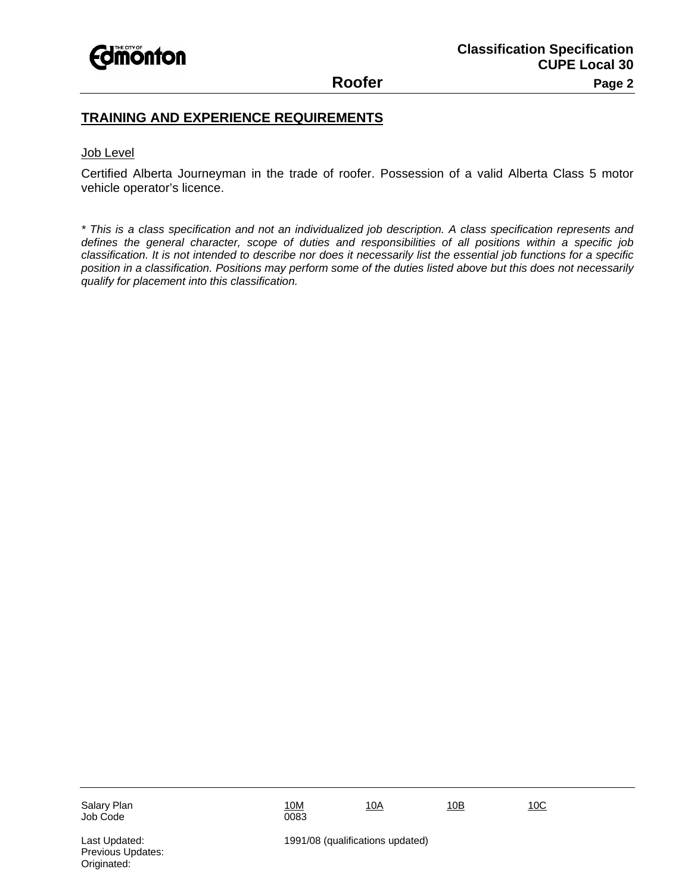## TRAINING AND EXPERIENCE REQUIREMENTS

Job Level

Certified Alberta Journeyman in the trade of roofer. Possession of a valid Alberta Class 5 motor vehicle operator's licence.

*\* This is a class specification and not an individualized job description. A class specification represents and defines the general character, scope of duties and responsibilities of all positions within a specific job classification. It is not intended to describe nor does it necessarily list the essential job functions for a specific position in a classification. Positions may perform some of the duties listed above but this does not necessarily qualify for placement into this classification.*

| | | | | |
|---|---|---|---|---|
| Salary Plan | 10M | 10A | 10B | 10C |
| Job Code | 0083 | | | |

| | |
|---|---|
| Last Updated: | 1991/08 (qualifications updated) |
| Previous Updates: | |
| Originated: | |